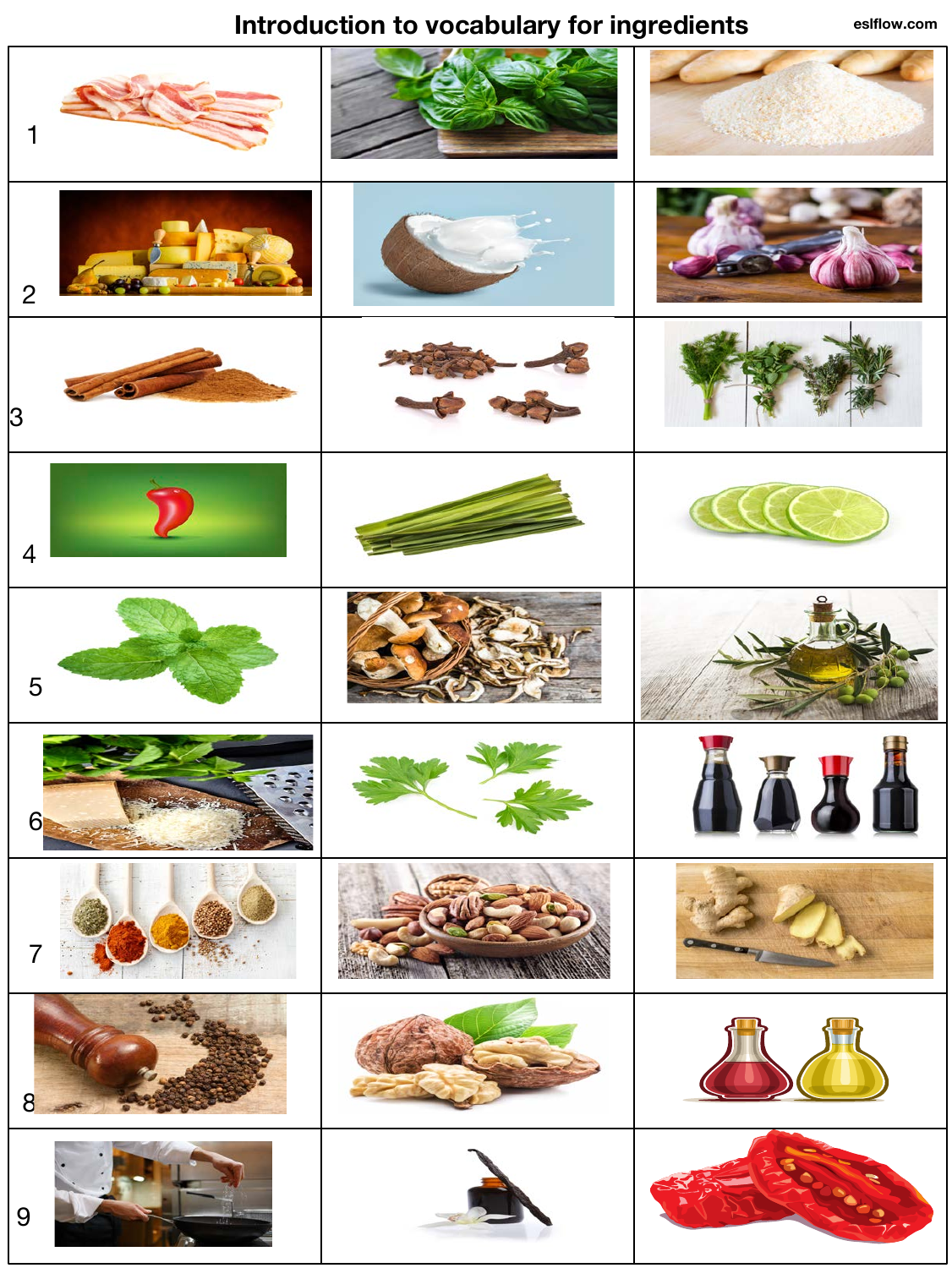# Introduction to vocabulary for ingredients

eslflow.com

| | | |
|---|---|---|
| 1 | | |
| 2 | | |
| 3 | | |
| 4 | | |
| 5 | | |
| 6 | | |
| 7 | | |
| 8 | | |
| 9 | | |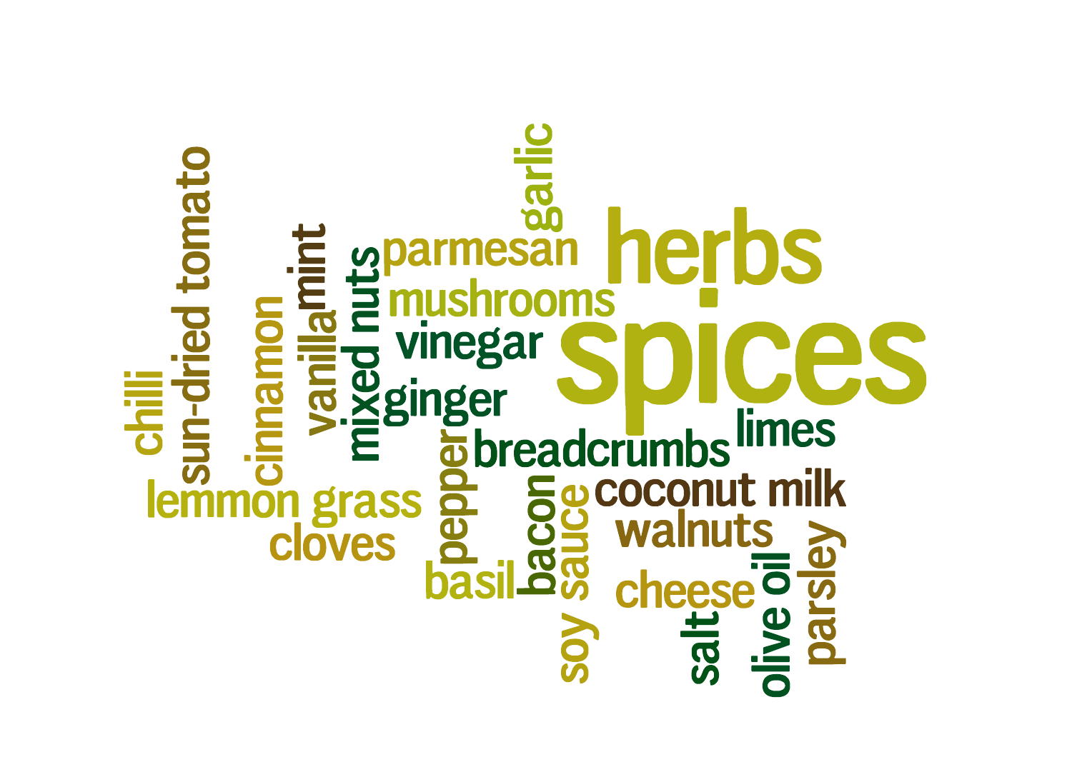herbs

spices

garlic

parmesan

mushrooms

vinegar

ginger

breadcrumbs

limes

coconut milk

walnuts

cheese

parsley

olive oil

salt

soy sauce

bacon

basil

pepper

mixed nuts

mint

vanilla

cinnamon

sun-dried tomato

chilli

lemmon grass

cloves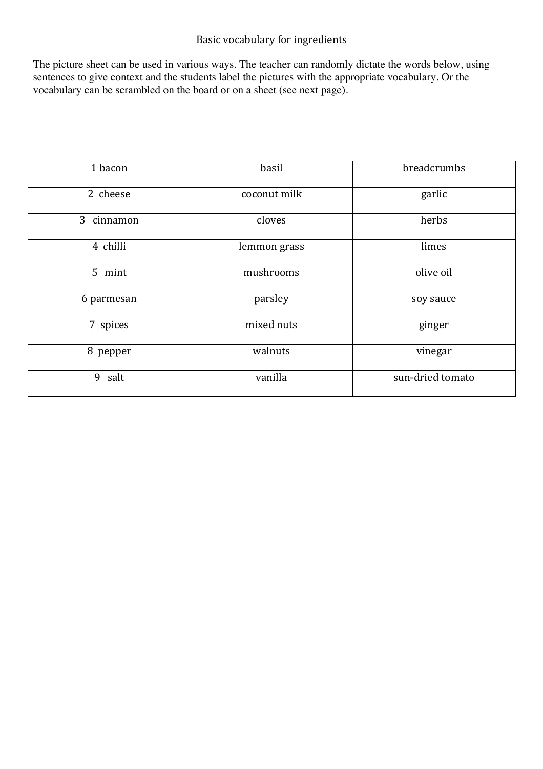# Basic vocabulary for ingredients

The picture sheet can be used in various ways. The teacher can randomly dictate the words below, using sentences to give context and the students label the pictures with the appropriate vocabulary. Or the vocabulary can be scrambled on the board or on a sheet (see next page).

| | | |
|---|---|---|
| 1 bacon | basil | breadcrumbs |
| 2 cheese | coconut milk | garlic |
| 3 cinnamon | cloves | herbs |
| 4 chilli | lemmon grass | limes |
| 5 mint | mushrooms | olive oil |
| 6 parmesan | parsley | soy sauce |
| 7 spices | mixed nuts | ginger |
| 8 pepper | walnuts | vinegar |
| 9 salt | vanilla | sun-dried tomato |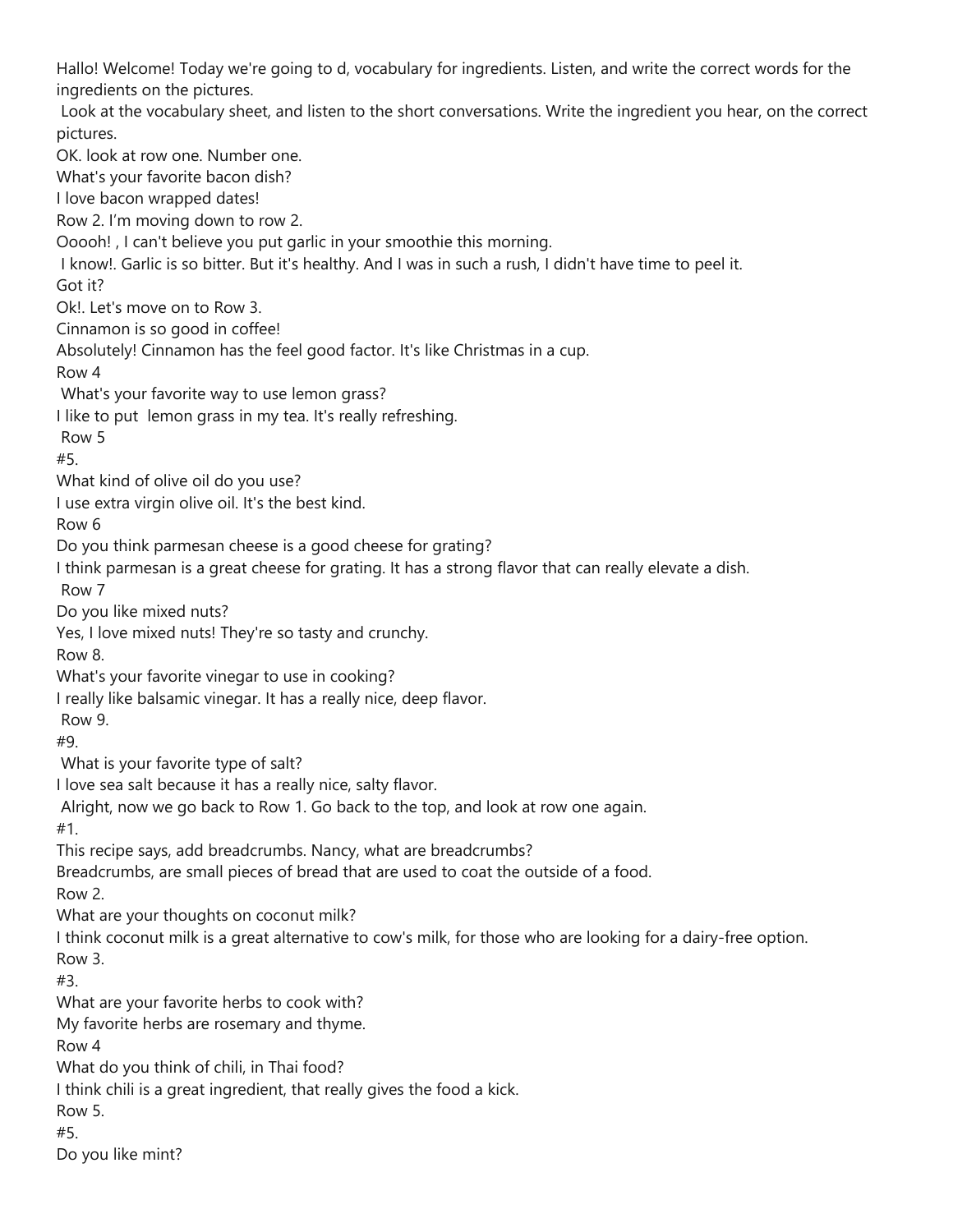Hallo! Welcome! Today we're going to d, vocabulary for ingredients. Listen, and write the correct words for the ingredients on the pictures.

Look at the vocabulary sheet, and listen to the short conversations. Write the ingredient you hear, on the correct pictures.

OK. look at row one. Number one.

What's your favorite bacon dish?

I love bacon wrapped dates!

Row 2. I'm moving down to row 2.

Ooooh! , I can't believe you put garlic in your smoothie this morning.

I know!. Garlic is so bitter. But it's healthy. And I was in such a rush, I didn't have time to peel it.

Got it?

Ok!. Let's move on to Row 3.

Cinnamon is so good in coffee!

Absolutely! Cinnamon has the feel good factor. It's like Christmas in a cup.

Row 4

What's your favorite way to use lemon grass?

I like to put lemon grass in my tea. It's really refreshing.

Row 5

#5.

What kind of olive oil do you use?

I use extra virgin olive oil. It's the best kind.

Row 6

Do you think parmesan cheese is a good cheese for grating?

I think parmesan is a great cheese for grating. It has a strong flavor that can really elevate a dish.

Row 7

Do you like mixed nuts?

Yes, I love mixed nuts! They're so tasty and crunchy.

Row 8.

What's your favorite vinegar to use in cooking?

I really like balsamic vinegar. It has a really nice, deep flavor.

Row 9.

#9.

What is your favorite type of salt?

I love sea salt because it has a really nice, salty flavor.

Alright, now we go back to Row 1. Go back to the top, and look at row one again.

#1.

This recipe says, add breadcrumbs. Nancy, what are breadcrumbs?

Breadcrumbs, are small pieces of bread that are used to coat the outside of a food.

Row 2.

What are your thoughts on coconut milk?

I think coconut milk is a great alternative to cow's milk, for those who are looking for a dairy-free option.

Row 3.

#3.

What are your favorite herbs to cook with?

My favorite herbs are rosemary and thyme.

Row 4

What do you think of chili, in Thai food?

I think chili is a great ingredient, that really gives the food a kick.

Row 5.

#5.

Do you like mint?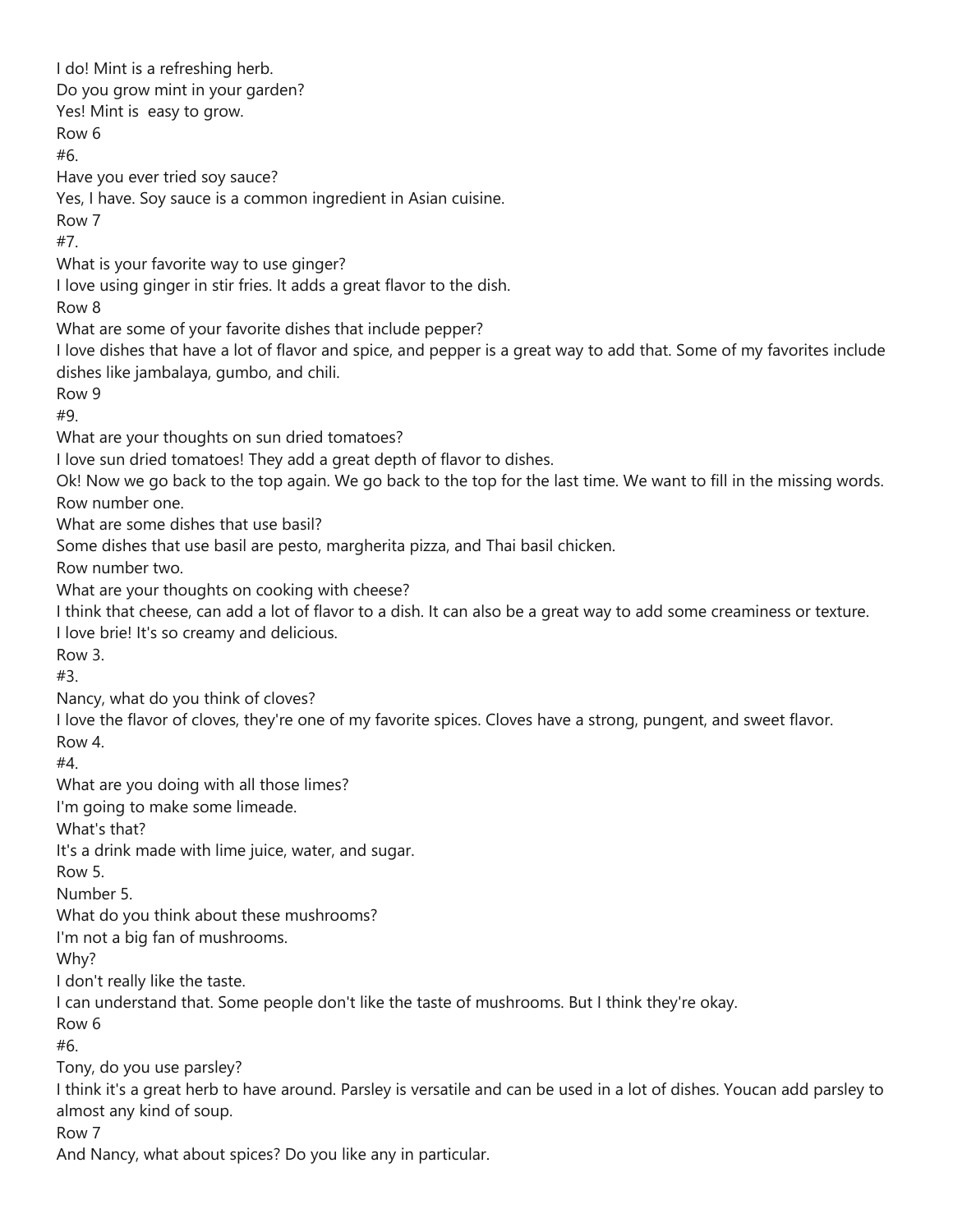I do! Mint is a refreshing herb.

Do you grow mint in your garden?

Yes! Mint is  easy to grow.

Row 6

#6.

Have you ever tried soy sauce?

Yes, I have. Soy sauce is a common ingredient in Asian cuisine.

Row 7

#7.

What is your favorite way to use ginger?

I love using ginger in stir fries. It adds a great flavor to the dish.

Row 8

What are some of your favorite dishes that include pepper?

I love dishes that have a lot of flavor and spice, and pepper is a great way to add that. Some of my favorites include dishes like jambalaya, gumbo, and chili.

Row 9

#9.

What are your thoughts on sun dried tomatoes?

I love sun dried tomatoes! They add a great depth of flavor to dishes.

Ok! Now we go back to the top again. We go back to the top for the last time. We want to fill in the missing words.

Row number one.

What are some dishes that use basil?

Some dishes that use basil are pesto, margherita pizza, and Thai basil chicken.

Row number two.

What are your thoughts on cooking with cheese?

I think that cheese, can add a lot of flavor to a dish. It can also be a great way to add some creaminess or texture.

I love brie! It's so creamy and delicious.

Row 3.

#3.

Nancy, what do you think of cloves?

I love the flavor of cloves, they're one of my favorite spices. Cloves have a strong, pungent, and sweet flavor.

Row 4.

#4.

What are you doing with all those limes?

I'm going to make some limeade.

What's that?

It's a drink made with lime juice, water, and sugar.

Row 5.

Number 5.

What do you think about these mushrooms?

I'm not a big fan of mushrooms.

Why?

I don't really like the taste.

I can understand that. Some people don't like the taste of mushrooms. But I think they're okay.

Row 6

#6.

Tony, do you use parsley?

I think it's a great herb to have around. Parsley is versatile and can be used in a lot of dishes. Youcan add parsley to almost any kind of soup.

Row 7

And Nancy, what about spices? Do you like any in particular.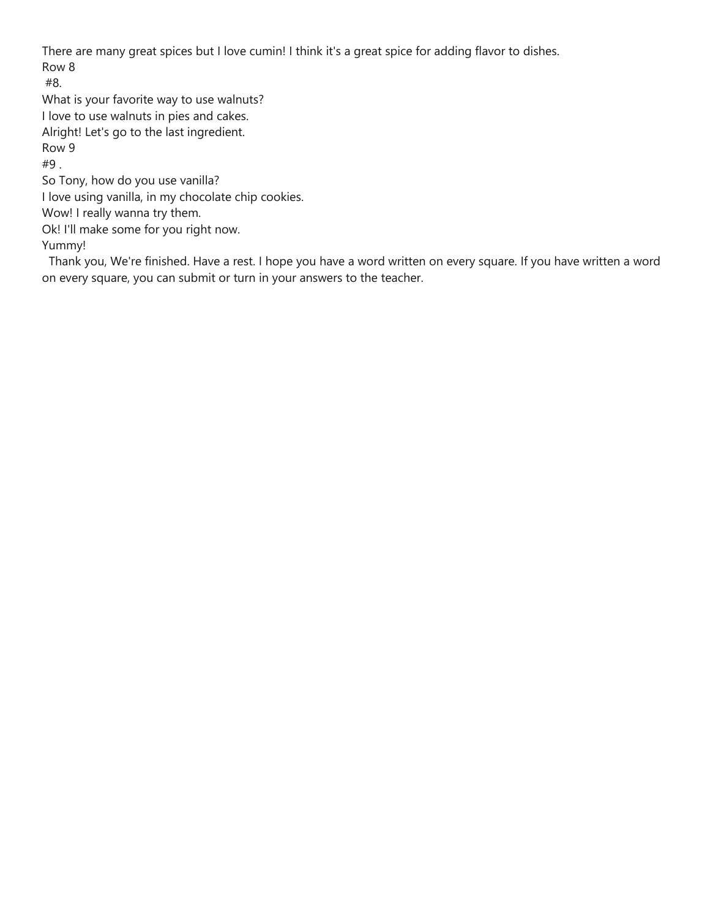There are many great spices but I love cumin! I think it's a great spice for adding flavor to dishes.

Row 8

#8.

What is your favorite way to use walnuts?

I love to use walnuts in pies and cakes.

Alright! Let's go to the last ingredient.

Row 9

#9 .

So Tony, how do you use vanilla?

I love using vanilla, in my chocolate chip cookies.

Wow! I really wanna try them.

Ok! I'll make some for you right now.

Yummy!

Thank you, We're finished. Have a rest. I hope you have a word written on every square. If you have written a word on every square, you can submit or turn in your answers to the teacher.